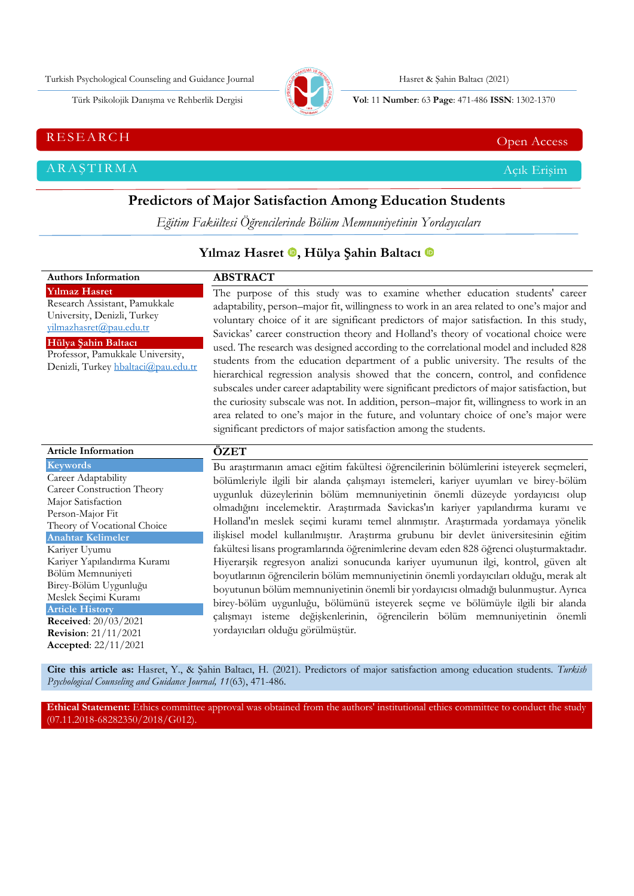RESEARCH — Open Access

ARAŞTIRMA — Açık Erişim

# Predictors of Major Satisfaction Among Education Students

*Eğitim Fakültesi Öğrencilerinde Bölüm Memnuniyetinin Yordayıcıları*

**Yılmaz Hasret, Hülya Şahin Baltacı**

**Authors Information**

**Yılmaz Hasret**
Research Assistant, Pamukkale University, Denizli, Turkey
yilmazhasret@pau.edu.tr

**Hülya Şahin Baltacı**
Professor, Pamukkale University, Denizli, Turkey hbaltaci@pau.edu.tr

## ABSTRACT

The purpose of this study was to examine whether education students' career adaptability, person–major fit, willingness to work in an area related to one's major and voluntary choice of it are significant predictors of major satisfaction. In this study, Savickas' career construction theory and Holland's theory of vocational choice were used. The research was designed according to the correlational model and included 828 students from the education department of a public university. The results of the hierarchical regression analysis showed that the concern, control, and confidence subscales under career adaptability were significant predictors of major satisfaction, but the curiosity subscale was not. In addition, person–major fit, willingness to work in an area related to one's major in the future, and voluntary choice of one's major were significant predictors of major satisfaction among the students.

**Article Information**

**Keywords**
Career Adaptability
Career Construction Theory
Major Satisfaction
Person-Major Fit
Theory of Vocational Choice

**Anahtar Kelimeler**
Kariyer Uyumu
Kariyer Yapılandırma Kuramı
Bölüm Memnuniyeti
Birey-Bölüm Uygunluğu
Meslek Seçimi Kuramı

**Article History**
**Received**: 20/03/2021
**Revision**: 21/11/2021
**Accepted**: 22/11/2021

## ÖZET

Bu araştırmanın amacı eğitim fakültesi öğrencilerinin bölümlerini isteyerek seçmeleri, bölümleriyle ilgili bir alanda çalışmayı istemeleri, kariyer uyumları ve birey-bölüm uygunluk düzeylerinin bölüm memnuniyetinin önemli düzeyde yordayıcısı olup olmadığını incelemektir. Araştırmada Savickas'ın kariyer yapılandırma kuramı ve Holland'ın meslek seçimi kuramı temel alınmıştır. Araştırmada yordamaya yönelik ilişkisel model kullanılmıştır. Araştırma grubunu bir devlet üniversitesinin eğitim fakültesi lisans programlarında öğrenimlerine devam eden 828 öğrenci oluşturmaktadır. Hiyerarşik regresyon analizi sonucunda kariyer uyumunun ilgi, kontrol, güven alt boyutlarının öğrencilerin bölüm memnuniyetinin önemli yordayıcıları olduğu, merak alt boyutunun bölüm memnuniyetinin önemli bir yordayıcısı olmadığı bulunmuştur. Ayrıca birey-bölüm uygunluğu, bölümünü isteyerek seçme ve bölümüyle ilgili bir alanda çalışmayı isteme değişkenlerinin, öğrencilerin bölüm memnuniyetinin önemli yordayıcıları olduğu görülmüştür.

**Cite this article as:** Hasret, Y., & Şahin Baltacı, H. (2021). Predictors of major satisfaction among education students. *Turkish Psychological Counseling and Guidance Journal, 11*(63), 471-486.

**Ethical Statement:** Ethics committee approval was obtained from the authors' institutional ethics committee to conduct the study (07.11.2018-68282350/2018/G012).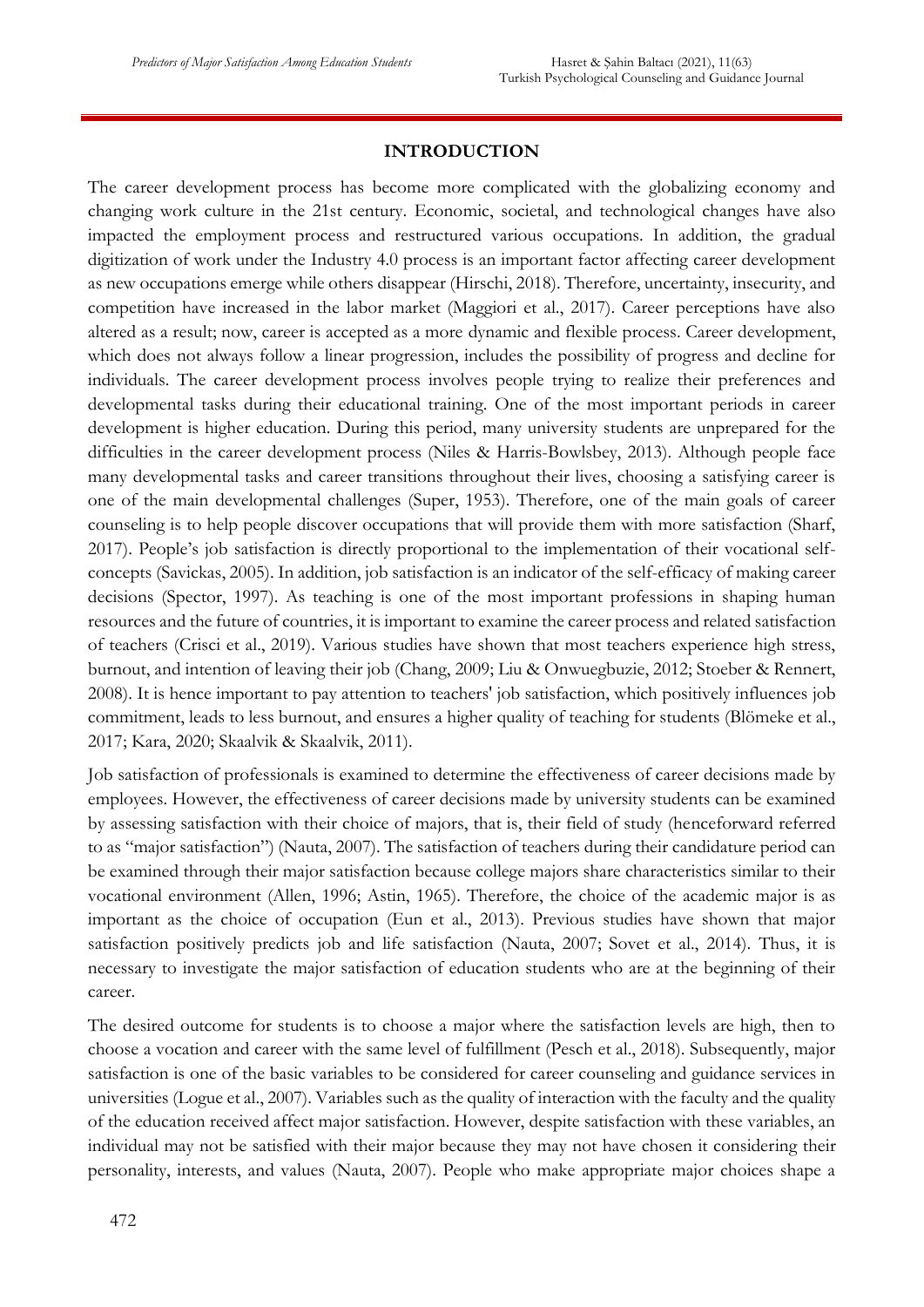## INTRODUCTION

The career development process has become more complicated with the globalizing economy and changing work culture in the 21st century. Economic, societal, and technological changes have also impacted the employment process and restructured various occupations. In addition, the gradual digitization of work under the Industry 4.0 process is an important factor affecting career development as new occupations emerge while others disappear (Hirschi, 2018). Therefore, uncertainty, insecurity, and competition have increased in the labor market (Maggiori et al., 2017). Career perceptions have also altered as a result; now, career is accepted as a more dynamic and flexible process. Career development, which does not always follow a linear progression, includes the possibility of progress and decline for individuals. The career development process involves people trying to realize their preferences and developmental tasks during their educational training. One of the most important periods in career development is higher education. During this period, many university students are unprepared for the difficulties in the career development process (Niles & Harris-Bowlsbey, 2013). Although people face many developmental tasks and career transitions throughout their lives, choosing a satisfying career is one of the main developmental challenges (Super, 1953). Therefore, one of the main goals of career counseling is to help people discover occupations that will provide them with more satisfaction (Sharf, 2017). People's job satisfaction is directly proportional to the implementation of their vocational self-concepts (Savickas, 2005). In addition, job satisfaction is an indicator of the self-efficacy of making career decisions (Spector, 1997). As teaching is one of the most important professions in shaping human resources and the future of countries, it is important to examine the career process and related satisfaction of teachers (Crisci et al., 2019). Various studies have shown that most teachers experience high stress, burnout, and intention of leaving their job (Chang, 2009; Liu & Onwuegbuzie, 2012; Stoeber & Rennert, 2008). It is hence important to pay attention to teachers' job satisfaction, which positively influences job commitment, leads to less burnout, and ensures a higher quality of teaching for students (Blömeke et al., 2017; Kara, 2020; Skaalvik & Skaalvik, 2011).

Job satisfaction of professionals is examined to determine the effectiveness of career decisions made by employees. However, the effectiveness of career decisions made by university students can be examined by assessing satisfaction with their choice of majors, that is, their field of study (henceforward referred to as "major satisfaction") (Nauta, 2007). The satisfaction of teachers during their candidature period can be examined through their major satisfaction because college majors share characteristics similar to their vocational environment (Allen, 1996; Astin, 1965). Therefore, the choice of the academic major is as important as the choice of occupation (Eun et al., 2013). Previous studies have shown that major satisfaction positively predicts job and life satisfaction (Nauta, 2007; Sovet et al., 2014). Thus, it is necessary to investigate the major satisfaction of education students who are at the beginning of their career.

The desired outcome for students is to choose a major where the satisfaction levels are high, then to choose a vocation and career with the same level of fulfillment (Pesch et al., 2018). Subsequently, major satisfaction is one of the basic variables to be considered for career counseling and guidance services in universities (Logue et al., 2007). Variables such as the quality of interaction with the faculty and the quality of the education received affect major satisfaction. However, despite satisfaction with these variables, an individual may not be satisfied with their major because they may not have chosen it considering their personality, interests, and values (Nauta, 2007). People who make appropriate major choices shape a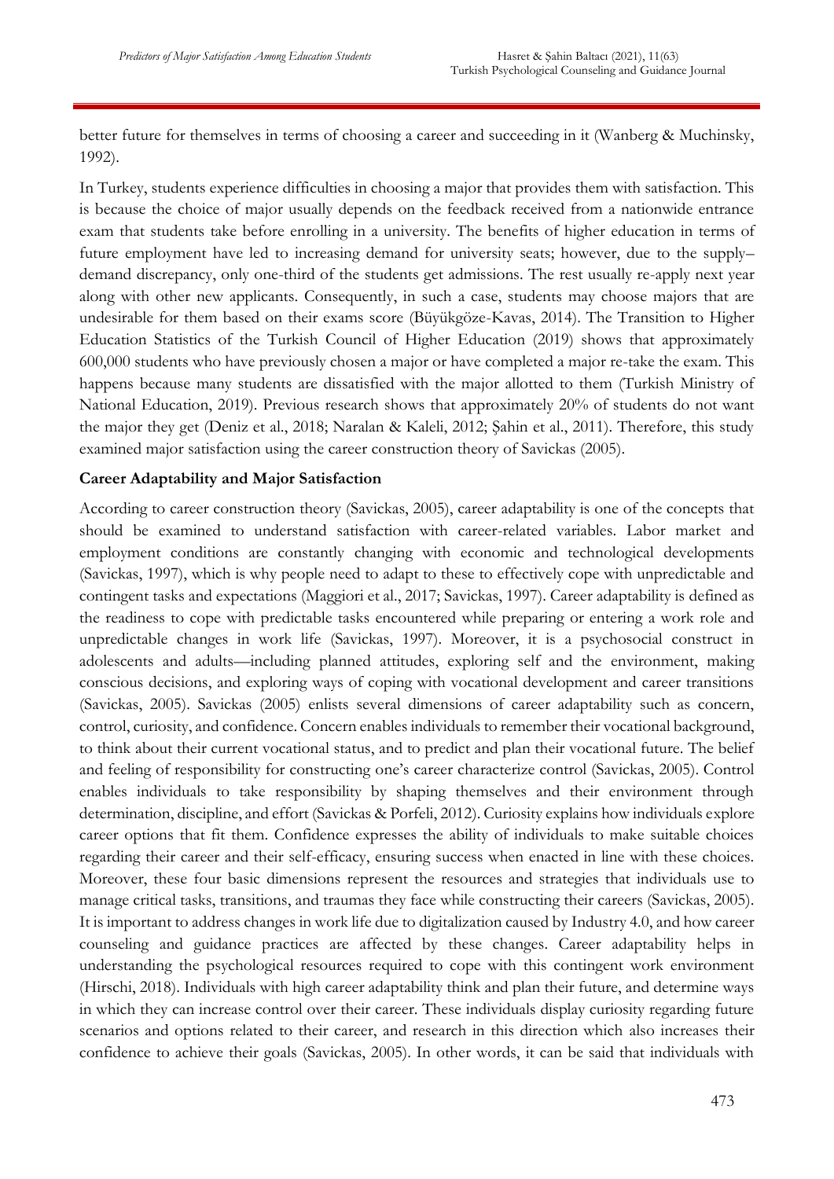better future for themselves in terms of choosing a career and succeeding in it (Wanberg & Muchinsky, 1992).

In Turkey, students experience difficulties in choosing a major that provides them with satisfaction. This is because the choice of major usually depends on the feedback received from a nationwide entrance exam that students take before enrolling in a university. The benefits of higher education in terms of future employment have led to increasing demand for university seats; however, due to the supply–demand discrepancy, only one-third of the students get admissions. The rest usually re-apply next year along with other new applicants. Consequently, in such a case, students may choose majors that are undesirable for them based on their exams score (Büyükgöze-Kavas, 2014). The Transition to Higher Education Statistics of the Turkish Council of Higher Education (2019) shows that approximately 600,000 students who have previously chosen a major or have completed a major re-take the exam. This happens because many students are dissatisfied with the major allotted to them (Turkish Ministry of National Education, 2019). Previous research shows that approximately 20% of students do not want the major they get (Deniz et al., 2018; Naralan & Kaleli, 2012; Şahin et al., 2011). Therefore, this study examined major satisfaction using the career construction theory of Savickas (2005).

**Career Adaptability and Major Satisfaction**

According to career construction theory (Savickas, 2005), career adaptability is one of the concepts that should be examined to understand satisfaction with career-related variables. Labor market and employment conditions are constantly changing with economic and technological developments (Savickas, 1997), which is why people need to adapt to these to effectively cope with unpredictable and contingent tasks and expectations (Maggiori et al., 2017; Savickas, 1997). Career adaptability is defined as the readiness to cope with predictable tasks encountered while preparing or entering a work role and unpredictable changes in work life (Savickas, 1997). Moreover, it is a psychosocial construct in adolescents and adults—including planned attitudes, exploring self and the environment, making conscious decisions, and exploring ways of coping with vocational development and career transitions (Savickas, 2005). Savickas (2005) enlists several dimensions of career adaptability such as concern, control, curiosity, and confidence. Concern enables individuals to remember their vocational background, to think about their current vocational status, and to predict and plan their vocational future. The belief and feeling of responsibility for constructing one's career characterize control (Savickas, 2005). Control enables individuals to take responsibility by shaping themselves and their environment through determination, discipline, and effort (Savickas & Porfeli, 2012). Curiosity explains how individuals explore career options that fit them. Confidence expresses the ability of individuals to make suitable choices regarding their career and their self-efficacy, ensuring success when enacted in line with these choices. Moreover, these four basic dimensions represent the resources and strategies that individuals use to manage critical tasks, transitions, and traumas they face while constructing their careers (Savickas, 2005). It is important to address changes in work life due to digitalization caused by Industry 4.0, and how career counseling and guidance practices are affected by these changes. Career adaptability helps in understanding the psychological resources required to cope with this contingent work environment (Hirschi, 2018). Individuals with high career adaptability think and plan their future, and determine ways in which they can increase control over their career. These individuals display curiosity regarding future scenarios and options related to their career, and research in this direction which also increases their confidence to achieve their goals (Savickas, 2005). In other words, it can be said that individuals with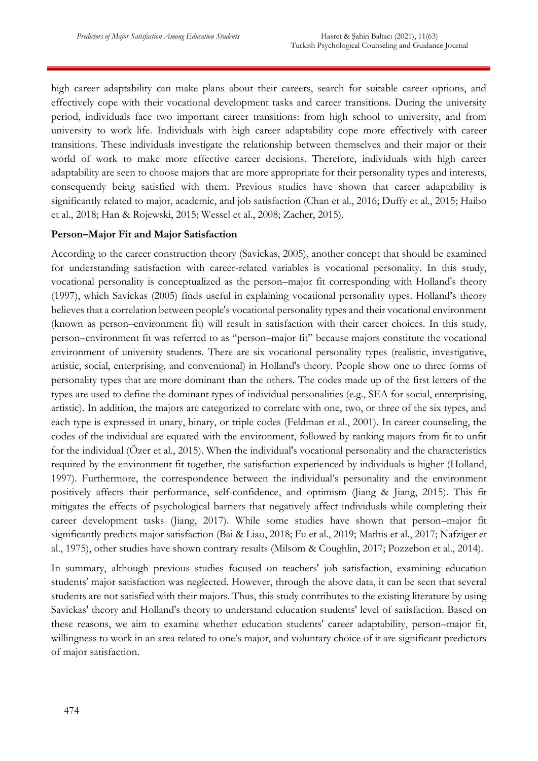high career adaptability can make plans about their careers, search for suitable career options, and effectively cope with their vocational development tasks and career transitions. During the university period, individuals face two important career transitions: from high school to university, and from university to work life. Individuals with high career adaptability cope more effectively with career transitions. These individuals investigate the relationship between themselves and their major or their world of work to make more effective career decisions. Therefore, individuals with high career adaptability are seen to choose majors that are more appropriate for their personality types and interests, consequently being satisfied with them. Previous studies have shown that career adaptability is significantly related to major, academic, and job satisfaction (Chan et al., 2016; Duffy et al., 2015; Haibo et al., 2018; Han & Rojewski, 2015; Wessel et al., 2008; Zacher, 2015).

**Person–Major Fit and Major Satisfaction**

According to the career construction theory (Savickas, 2005), another concept that should be examined for understanding satisfaction with career-related variables is vocational personality. In this study, vocational personality is conceptualized as the person–major fit corresponding with Holland's theory (1997), which Savickas (2005) finds useful in explaining vocational personality types. Holland's theory believes that a correlation between people's vocational personality types and their vocational environment (known as person–environment fit) will result in satisfaction with their career choices. In this study, person–environment fit was referred to as "person–major fit" because majors constitute the vocational environment of university students. There are six vocational personality types (realistic, investigative, artistic, social, enterprising, and conventional) in Holland's theory. People show one to three forms of personality types that are more dominant than the others. The codes made up of the first letters of the types are used to define the dominant types of individual personalities (e.g., SEA for social, enterprising, artistic). In addition, the majors are categorized to correlate with one, two, or three of the six types, and each type is expressed in unary, binary, or triple codes (Feldman et al., 2001). In career counseling, the codes of the individual are equated with the environment, followed by ranking majors from fit to unfit for the individual (Özer et al., 2015). When the individual's vocational personality and the characteristics required by the environment fit together, the satisfaction experienced by individuals is higher (Holland, 1997). Furthermore, the correspondence between the individual's personality and the environment positively affects their performance, self-confidence, and optimism (Jiang & Jiang, 2015). This fit mitigates the effects of psychological barriers that negatively affect individuals while completing their career development tasks (Jiang, 2017). While some studies have shown that person–major fit significantly predicts major satisfaction (Bai & Liao, 2018; Fu et al., 2019; Mathis et al., 2017; Nafziger et al., 1975), other studies have shown contrary results (Milsom & Coughlin, 2017; Pozzebon et al., 2014).

In summary, although previous studies focused on teachers' job satisfaction, examining education students' major satisfaction was neglected. However, through the above data, it can be seen that several students are not satisfied with their majors. Thus, this study contributes to the existing literature by using Savickas' theory and Holland's theory to understand education students' level of satisfaction. Based on these reasons, we aim to examine whether education students' career adaptability, person–major fit, willingness to work in an area related to one's major, and voluntary choice of it are significant predictors of major satisfaction.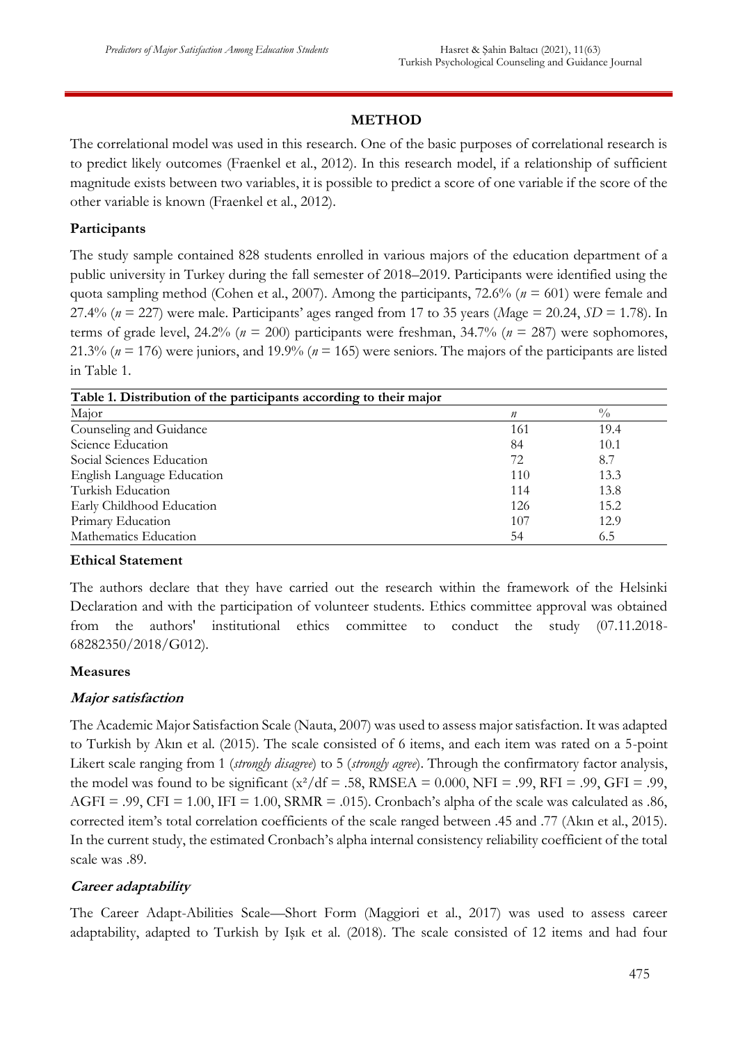## METHOD

The correlational model was used in this research. One of the basic purposes of correlational research is to predict likely outcomes (Fraenkel et al., 2012). In this research model, if a relationship of sufficient magnitude exists between two variables, it is possible to predict a score of one variable if the score of the other variable is known (Fraenkel et al., 2012).

### Participants

The study sample contained 828 students enrolled in various majors of the education department of a public university in Turkey during the fall semester of 2018–2019. Participants were identified using the quota sampling method (Cohen et al., 2007). Among the participants, 72.6% ($n$ = 601) were female and 27.4% ($n$ = 227) were male. Participants' ages ranged from 17 to 35 years ($M$age = 20.24, $SD$ = 1.78). In terms of grade level, 24.2% ($n$ = 200) participants were freshman, 34.7% ($n$ = 287) were sophomores, 21.3% ($n$ = 176) were juniors, and 19.9% ($n$ = 165) were seniors. The majors of the participants are listed in Table 1.

**Table 1. Distribution of the participants according to their major**

| Major | $n$ | % |
|---|---|---|
| Counseling and Guidance | 161 | 19.4 |
| Science Education | 84 | 10.1 |
| Social Sciences Education | 72 | 8.7 |
| English Language Education | 110 | 13.3 |
| Turkish Education | 114 | 13.8 |
| Early Childhood Education | 126 | 15.2 |
| Primary Education | 107 | 12.9 |
| Mathematics Education | 54 | 6.5 |

### Ethical Statement

The authors declare that they have carried out the research within the framework of the Helsinki Declaration and with the participation of volunteer students. Ethics committee approval was obtained from the authors' institutional ethics committee to conduct the study (07.11.2018-68282350/2018/G012).

### Measures

#### *Major satisfaction*

The Academic Major Satisfaction Scale (Nauta, 2007) was used to assess major satisfaction. It was adapted to Turkish by Akın et al. (2015). The scale consisted of 6 items, and each item was rated on a 5-point Likert scale ranging from 1 (*strongly disagree*) to 5 (*strongly agree*). Through the confirmatory factor analysis, the model was found to be significant ($x^2/df$ = .58, RMSEA = 0.000, NFI = .99, RFI = .99, GFI = .99, AGFI = .99, CFI = 1.00, IFI = 1.00, SRMR = .015). Cronbach's alpha of the scale was calculated as .86, corrected item's total correlation coefficients of the scale ranged between .45 and .77 (Akın et al., 2015). In the current study, the estimated Cronbach's alpha internal consistency reliability coefficient of the total scale was .89.

#### *Career adaptability*

The Career Adapt-Abilities Scale—Short Form (Maggiori et al., 2017) was used to assess career adaptability, adapted to Turkish by Işık et al. (2018). The scale consisted of 12 items and had four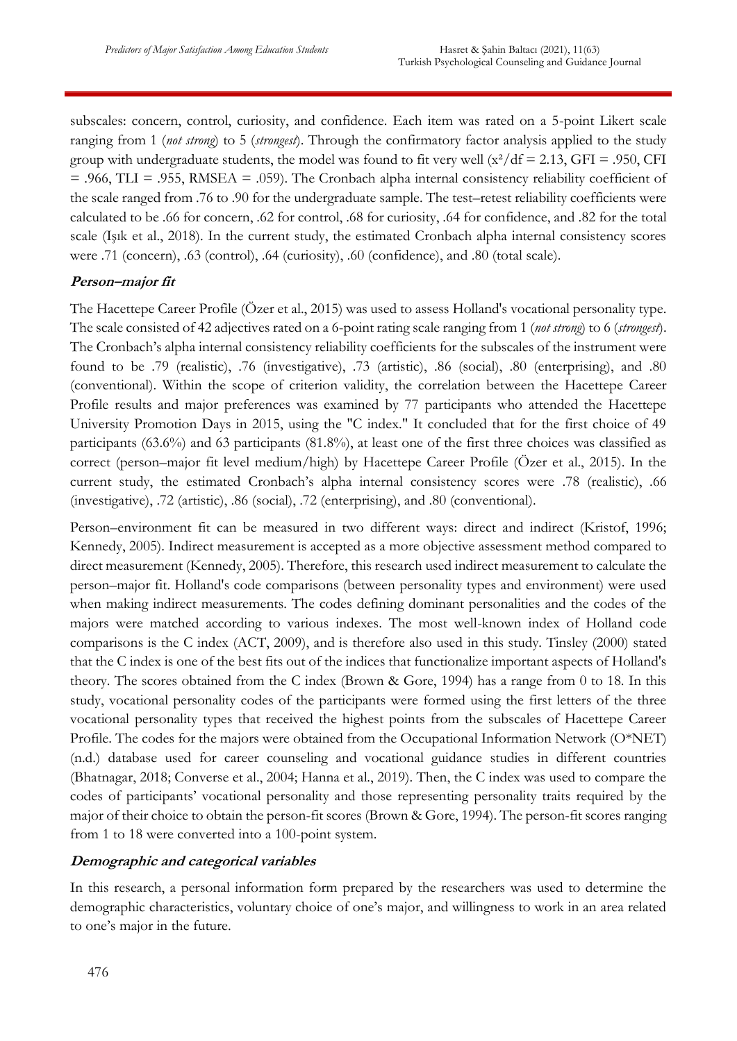subscales: concern, control, curiosity, and confidence. Each item was rated on a 5-point Likert scale ranging from 1 (*not strong*) to 5 (*strongest*). Through the confirmatory factor analysis applied to the study group with undergraduate students, the model was found to fit very well ($x^2/df = 2.13$, GFI = .950, CFI = .966, TLI = .955, RMSEA = .059). The Cronbach alpha internal consistency reliability coefficient of the scale ranged from .76 to .90 for the undergraduate sample. The test–retest reliability coefficients were calculated to be .66 for concern, .62 for control, .68 for curiosity, .64 for confidence, and .82 for the total scale (Işık et al., 2018). In the current study, the estimated Cronbach alpha internal consistency scores were .71 (concern), .63 (control), .64 (curiosity), .60 (confidence), and .80 (total scale).

#### **Person–major fit**

The Hacettepe Career Profile (Özer et al., 2015) was used to assess Holland's vocational personality type. The scale consisted of 42 adjectives rated on a 6-point rating scale ranging from 1 (*not strong*) to 6 (*strongest*). The Cronbach's alpha internal consistency reliability coefficients for the subscales of the instrument were found to be .79 (realistic), .76 (investigative), .73 (artistic), .86 (social), .80 (enterprising), and .80 (conventional). Within the scope of criterion validity, the correlation between the Hacettepe Career Profile results and major preferences was examined by 77 participants who attended the Hacettepe University Promotion Days in 2015, using the "C index." It concluded that for the first choice of 49 participants (63.6%) and 63 participants (81.8%), at least one of the first three choices was classified as correct (person–major fit level medium/high) by Hacettepe Career Profile (Özer et al., 2015). In the current study, the estimated Cronbach's alpha internal consistency scores were .78 (realistic), .66 (investigative), .72 (artistic), .86 (social), .72 (enterprising), and .80 (conventional).

Person–environment fit can be measured in two different ways: direct and indirect (Kristof, 1996; Kennedy, 2005). Indirect measurement is accepted as a more objective assessment method compared to direct measurement (Kennedy, 2005). Therefore, this research used indirect measurement to calculate the person–major fit. Holland's code comparisons (between personality types and environment) were used when making indirect measurements. The codes defining dominant personalities and the codes of the majors were matched according to various indexes. The most well-known index of Holland code comparisons is the C index (ACT, 2009), and is therefore also used in this study. Tinsley (2000) stated that the C index is one of the best fits out of the indices that functionalize important aspects of Holland's theory. The scores obtained from the C index (Brown & Gore, 1994) has a range from 0 to 18. In this study, vocational personality codes of the participants were formed using the first letters of the three vocational personality types that received the highest points from the subscales of Hacettepe Career Profile. The codes for the majors were obtained from the Occupational Information Network (O*NET) (n.d.) database used for career counseling and vocational guidance studies in different countries (Bhatnagar, 2018; Converse et al., 2004; Hanna et al., 2019). Then, the C index was used to compare the codes of participants' vocational personality and those representing personality traits required by the major of their choice to obtain the person-fit scores (Brown & Gore, 1994). The person-fit scores ranging from 1 to 18 were converted into a 100-point system.

#### **Demographic and categorical variables**

In this research, a personal information form prepared by the researchers was used to determine the demographic characteristics, voluntary choice of one's major, and willingness to work in an area related to one's major in the future.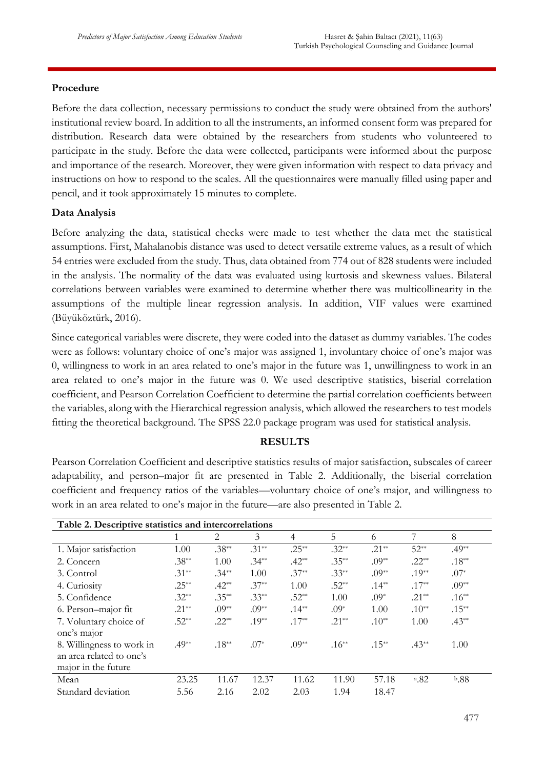**Procedure**

Before the data collection, necessary permissions to conduct the study were obtained from the authors' institutional review board. In addition to all the instruments, an informed consent form was prepared for distribution. Research data were obtained by the researchers from students who volunteered to participate in the study. Before the data were collected, participants were informed about the purpose and importance of the research. Moreover, they were given information with respect to data privacy and instructions on how to respond to the scales. All the questionnaires were manually filled using paper and pencil, and it took approximately 15 minutes to complete.

**Data Analysis**

Before analyzing the data, statistical checks were made to test whether the data met the statistical assumptions. First, Mahalanobis distance was used to detect versatile extreme values, as a result of which 54 entries were excluded from the study. Thus, data obtained from 774 out of 828 students were included in the analysis. The normality of the data was evaluated using kurtosis and skewness values. Bilateral correlations between variables were examined to determine whether there was multicollinearity in the assumptions of the multiple linear regression analysis. In addition, VIF values were examined (Büyüköztürk, 2016).

Since categorical variables were discrete, they were coded into the dataset as dummy variables. The codes were as follows: voluntary choice of one's major was assigned 1, involuntary choice of one's major was 0, willingness to work in an area related to one's major in the future was 1, unwillingness to work in an area related to one's major in the future was 0. We used descriptive statistics, biserial correlation coefficient, and Pearson Correlation Coefficient to determine the partial correlation coefficients between the variables, along with the Hierarchical regression analysis, which allowed the researchers to test models fitting the theoretical background. The SPSS 22.0 package program was used for statistical analysis.

## RESULTS

Pearson Correlation Coefficient and descriptive statistics results of major satisfaction, subscales of career adaptability, and person–major fit are presented in Table 2. Additionally, the biserial correlation coefficient and frequency ratios of the variables—voluntary choice of one's major, and willingness to work in an area related to one's major in the future—are also presented in Table 2.

**Table 2. Descriptive statistics and intercorrelations**

| | 1 | 2 | 3 | 4 | 5 | 6 | 7 | 8 |
|---|---|---|---|---|---|---|---|---|
| 1. Major satisfaction | 1.00 | .38** | .31** | .25** | .32** | .21** | 52** | .49** |
| 2. Concern | .38** | 1.00 | .34** | .42** | .35** | .09** | .22** | .18** |
| 3. Control | .31** | .34** | 1.00 | .37** | .33** | .09** | .19** | .07* |
| 4. Curiosity | .25** | .42** | .37** | 1.00 | .52** | .14** | .17** | .09** |
| 5. Confidence | .32** | .35** | .33** | .52** | 1.00 | .09* | .21** | .16** |
| 6. Person–major fit | .21** | .09** | .09** | .14** | .09* | 1.00 | .10** | .15** |
| 7. Voluntary choice of one's major | .52** | .22** | .19** | .17** | .21** | .10** | 1.00 | .43** |
| 8. Willingness to work in an area related to one's major in the future | .49** | .18** | .07* | .09** | .16** | .15** | .43** | 1.00 |
| Mean | 23.25 | 11.67 | 12.37 | 11.62 | 11.90 | 57.18 | [a].82 | [b].88 |
| Standard deviation | 5.56 | 2.16 | 2.02 | 2.03 | 1.94 | 18.47 | | |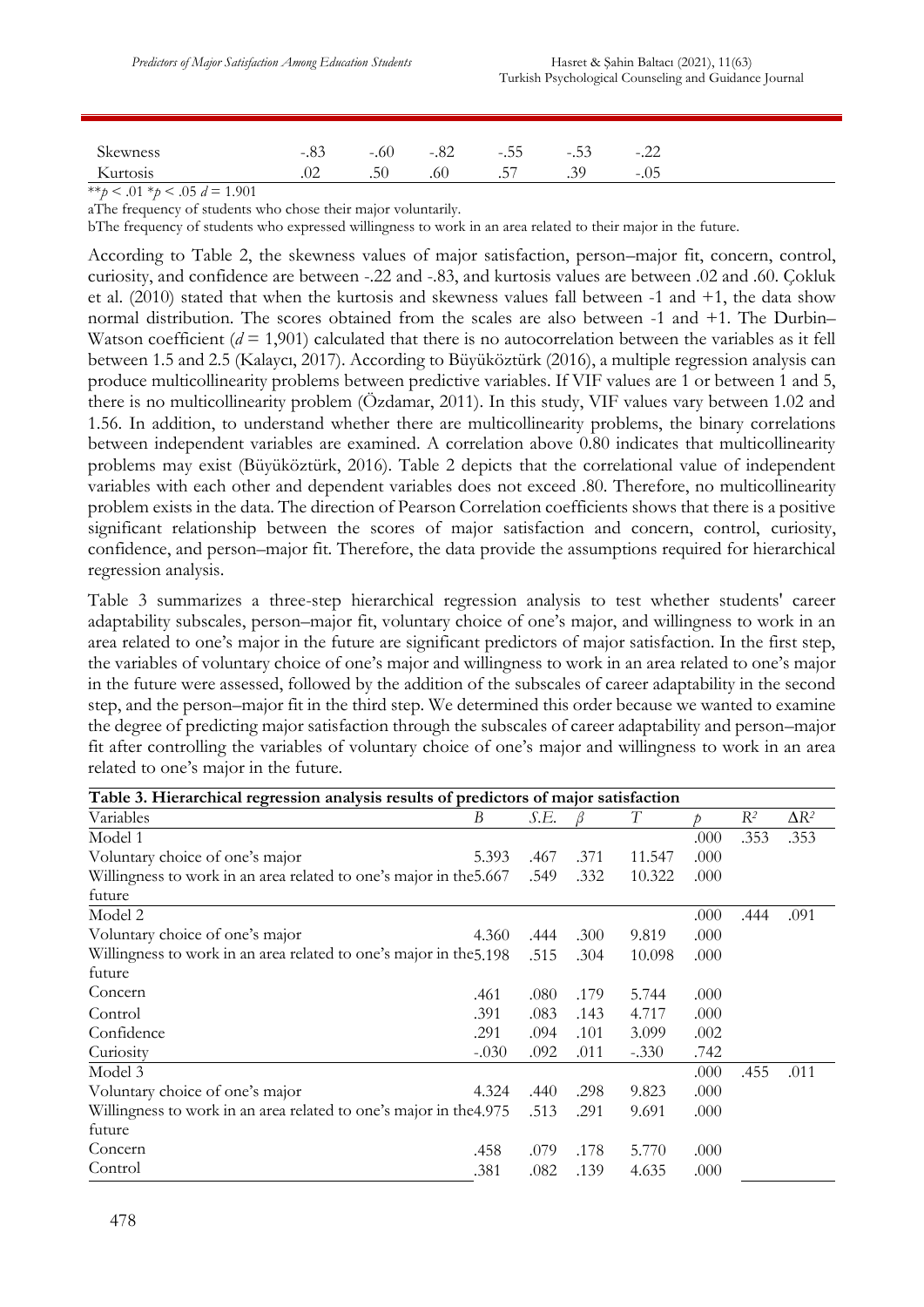| | | | | | | |
|---|---|---|---|---|---|---|
| Skewness | -.83 | -.60 | -.82 | -.55 | -.53 | -.22 |
| Kurtosis | .02 | .50 | .60 | .57 | .39 | -.05 |

$^{**}p < .01$ $^{*}p < .05$ $d = 1.901$

aThe frequency of students who chose their major voluntarily.

bThe frequency of students who expressed willingness to work in an area related to their major in the future.

According to Table 2, the skewness values of major satisfaction, person–major fit, concern, control, curiosity, and confidence are between -.22 and -.83, and kurtosis values are between .02 and .60. Çokluk et al. (2010) stated that when the kurtosis and skewness values fall between -1 and +1, the data show normal distribution. The scores obtained from the scales are also between -1 and +1. The Durbin–Watson coefficient ($d$ = 1,901) calculated that there is no autocorrelation between the variables as it fell between 1.5 and 2.5 (Kalaycı, 2017). According to Büyüköztürk (2016), a multiple regression analysis can produce multicollinearity problems between predictive variables. If VIF values are 1 or between 1 and 5, there is no multicollinearity problem (Özdamar, 2011). In this study, VIF values vary between 1.02 and 1.56. In addition, to understand whether there are multicollinearity problems, the binary correlations between independent variables are examined. A correlation above 0.80 indicates that multicollinearity problems may exist (Büyüköztürk, 2016). Table 2 depicts that the correlational value of independent variables with each other and dependent variables does not exceed .80. Therefore, no multicollinearity problem exists in the data. The direction of Pearson Correlation coefficients shows that there is a positive significant relationship between the scores of major satisfaction and concern, control, curiosity, confidence, and person–major fit. Therefore, the data provide the assumptions required for hierarchical regression analysis.

Table 3 summarizes a three-step hierarchical regression analysis to test whether students' career adaptability subscales, person–major fit, voluntary choice of one's major, and willingness to work in an area related to one's major in the future are significant predictors of major satisfaction. In the first step, the variables of voluntary choice of one's major and willingness to work in an area related to one's major in the future were assessed, followed by the addition of the subscales of career adaptability in the second step, and the person–major fit in the third step. We determined this order because we wanted to examine the degree of predicting major satisfaction through the subscales of career adaptability and person–major fit after controlling the variables of voluntary choice of one's major and willingness to work in an area related to one's major in the future.

**Table 3. Hierarchical regression analysis results of predictors of major satisfaction**

| Variables | $B$ | $S.E.$ | $\beta$ | $T$ | $p$ | $R^2$ | $\Delta R^2$ |
|---|---|---|---|---|---|---|---|
| Model 1 | | | | | .000 | .353 | .353 |
| Voluntary choice of one's major | 5.393 | .467 | .371 | 11.547 | .000 | | |
| Willingness to work in an area related to one's major in the future | 5.667 | .549 | .332 | 10.322 | .000 | | |
| Model 2 | | | | | .000 | .444 | .091 |
| Voluntary choice of one's major | 4.360 | .444 | .300 | 9.819 | .000 | | |
| Willingness to work in an area related to one's major in the future | 5.198 | .515 | .304 | 10.098 | .000 | | |
| Concern | .461 | .080 | .179 | 5.744 | .000 | | |
| Control | .391 | .083 | .143 | 4.717 | .000 | | |
| Confidence | .291 | .094 | .101 | 3.099 | .002 | | |
| Curiosity | -.030 | .092 | .011 | -.330 | .742 | | |
| Model 3 | | | | | .000 | .455 | .011 |
| Voluntary choice of one's major | 4.324 | .440 | .298 | 9.823 | .000 | | |
| Willingness to work in an area related to one's major in the future | 4.975 | .513 | .291 | 9.691 | .000 | | |
| Concern | .458 | .079 | .178 | 5.770 | .000 | | |
| Control | .381 | .082 | .139 | 4.635 | .000 | | |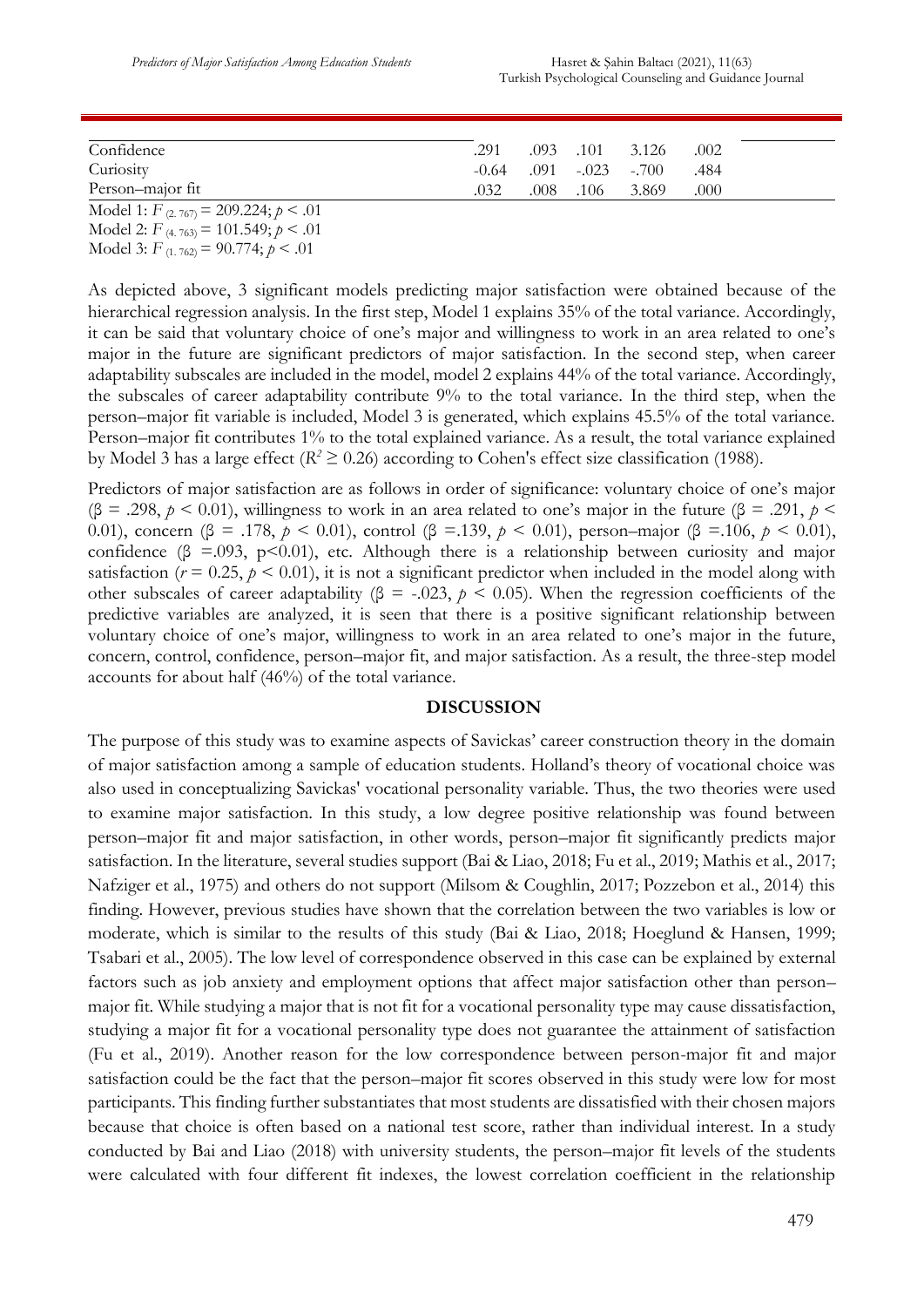| | | | | | |
|---|---|---|---|---|---|
| Confidence | .291 | .093 | .101 | 3.126 | .002 |
| Curiosity | -0.64 | .091 | -.023 | -.700 | .484 |
| Person–major fit | .032 | .008 | .106 | 3.869 | .000 |

Model 1: $F_{(2, 767)} = 209.224$; $p < .01$
Model 2: $F_{(4, 763)} = 101.549$; $p < .01$
Model 3: $F_{(1, 762)} = 90.774$; $p < .01$

As depicted above, 3 significant models predicting major satisfaction were obtained because of the hierarchical regression analysis. In the first step, Model 1 explains 35% of the total variance. Accordingly, it can be said that voluntary choice of one's major and willingness to work in an area related to one's major in the future are significant predictors of major satisfaction. In the second step, when career adaptability subscales are included in the model, model 2 explains 44% of the total variance. Accordingly, the subscales of career adaptability contribute 9% to the total variance. In the third step, when the person–major fit variable is included, Model 3 is generated, which explains 45.5% of the total variance. Person–major fit contributes 1% to the total explained variance. As a result, the total variance explained by Model 3 has a large effect ($R^2 \geq 0.26$) according to Cohen's effect size classification (1988).

Predictors of major satisfaction are as follows in order of significance: voluntary choice of one's major ($\beta = .298$, $p < 0.01$), willingness to work in an area related to one's major in the future ($\beta = .291$, $p < 0.01$), concern ($\beta = .178$, $p < 0.01$), control ($\beta = .139$, $p < 0.01$), person–major ($\beta = .106$, $p < 0.01$), confidence ($\beta = .093$, $p<0.01$), etc. Although there is a relationship between curiosity and major satisfaction ($r = 0.25$, $p < 0.01$), it is not a significant predictor when included in the model along with other subscales of career adaptability ($\beta = -.023$, $p < 0.05$). When the regression coefficients of the predictive variables are analyzed, it is seen that there is a positive significant relationship between voluntary choice of one's major, willingness to work in an area related to one's major in the future, concern, control, confidence, person–major fit, and major satisfaction. As a result, the three-step model accounts for about half (46%) of the total variance.

## DISCUSSION

The purpose of this study was to examine aspects of Savickas' career construction theory in the domain of major satisfaction among a sample of education students. Holland's theory of vocational choice was also used in conceptualizing Savickas' vocational personality variable. Thus, the two theories were used to examine major satisfaction. In this study, a low degree positive relationship was found between person–major fit and major satisfaction, in other words, person–major fit significantly predicts major satisfaction. In the literature, several studies support (Bai & Liao, 2018; Fu et al., 2019; Mathis et al., 2017; Nafziger et al., 1975) and others do not support (Milsom & Coughlin, 2017; Pozzebon et al., 2014) this finding. However, previous studies have shown that the correlation between the two variables is low or moderate, which is similar to the results of this study (Bai & Liao, 2018; Hoeglund & Hansen, 1999; Tsabari et al., 2005). The low level of correspondence observed in this case can be explained by external factors such as job anxiety and employment options that affect major satisfaction other than person–major fit. While studying a major that is not fit for a vocational personality type may cause dissatisfaction, studying a major fit for a vocational personality type does not guarantee the attainment of satisfaction (Fu et al., 2019). Another reason for the low correspondence between person-major fit and major satisfaction could be the fact that the person–major fit scores observed in this study were low for most participants. This finding further substantiates that most students are dissatisfied with their chosen majors because that choice is often based on a national test score, rather than individual interest. In a study conducted by Bai and Liao (2018) with university students, the person–major fit levels of the students were calculated with four different fit indexes, the lowest correlation coefficient in the relationship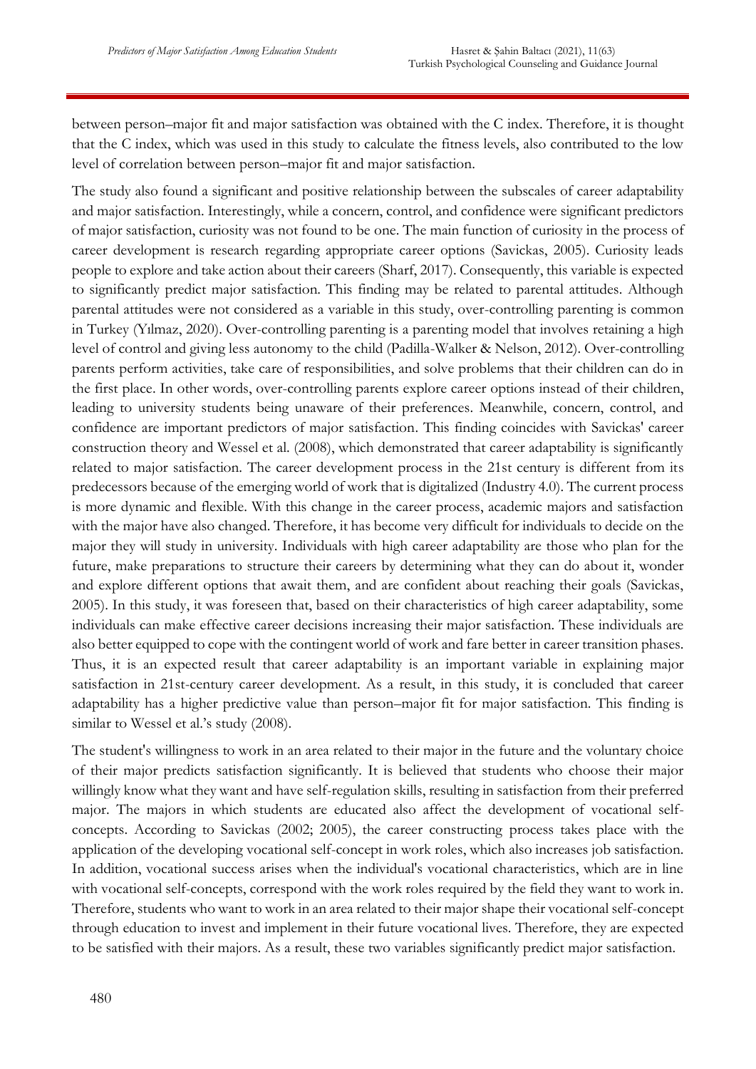between person–major fit and major satisfaction was obtained with the C index. Therefore, it is thought that the C index, which was used in this study to calculate the fitness levels, also contributed to the low level of correlation between person–major fit and major satisfaction.

The study also found a significant and positive relationship between the subscales of career adaptability and major satisfaction. Interestingly, while a concern, control, and confidence were significant predictors of major satisfaction, curiosity was not found to be one. The main function of curiosity in the process of career development is research regarding appropriate career options (Savickas, 2005). Curiosity leads people to explore and take action about their careers (Sharf, 2017). Consequently, this variable is expected to significantly predict major satisfaction. This finding may be related to parental attitudes. Although parental attitudes were not considered as a variable in this study, over-controlling parenting is common in Turkey (Yılmaz, 2020). Over-controlling parenting is a parenting model that involves retaining a high level of control and giving less autonomy to the child (Padilla-Walker & Nelson, 2012). Over-controlling parents perform activities, take care of responsibilities, and solve problems that their children can do in the first place. In other words, over-controlling parents explore career options instead of their children, leading to university students being unaware of their preferences. Meanwhile, concern, control, and confidence are important predictors of major satisfaction. This finding coincides with Savickas' career construction theory and Wessel et al. (2008), which demonstrated that career adaptability is significantly related to major satisfaction. The career development process in the 21st century is different from its predecessors because of the emerging world of work that is digitalized (Industry 4.0). The current process is more dynamic and flexible. With this change in the career process, academic majors and satisfaction with the major have also changed. Therefore, it has become very difficult for individuals to decide on the major they will study in university. Individuals with high career adaptability are those who plan for the future, make preparations to structure their careers by determining what they can do about it, wonder and explore different options that await them, and are confident about reaching their goals (Savickas, 2005). In this study, it was foreseen that, based on their characteristics of high career adaptability, some individuals can make effective career decisions increasing their major satisfaction. These individuals are also better equipped to cope with the contingent world of work and fare better in career transition phases. Thus, it is an expected result that career adaptability is an important variable in explaining major satisfaction in 21st-century career development. As a result, in this study, it is concluded that career adaptability has a higher predictive value than person–major fit for major satisfaction. This finding is similar to Wessel et al.'s study (2008).

The student's willingness to work in an area related to their major in the future and the voluntary choice of their major predicts satisfaction significantly. It is believed that students who choose their major willingly know what they want and have self-regulation skills, resulting in satisfaction from their preferred major. The majors in which students are educated also affect the development of vocational self-concepts. According to Savickas (2002; 2005), the career constructing process takes place with the application of the developing vocational self-concept in work roles, which also increases job satisfaction. In addition, vocational success arises when the individual's vocational characteristics, which are in line with vocational self-concepts, correspond with the work roles required by the field they want to work in. Therefore, students who want to work in an area related to their major shape their vocational self-concept through education to invest and implement in their future vocational lives. Therefore, they are expected to be satisfied with their majors. As a result, these two variables significantly predict major satisfaction.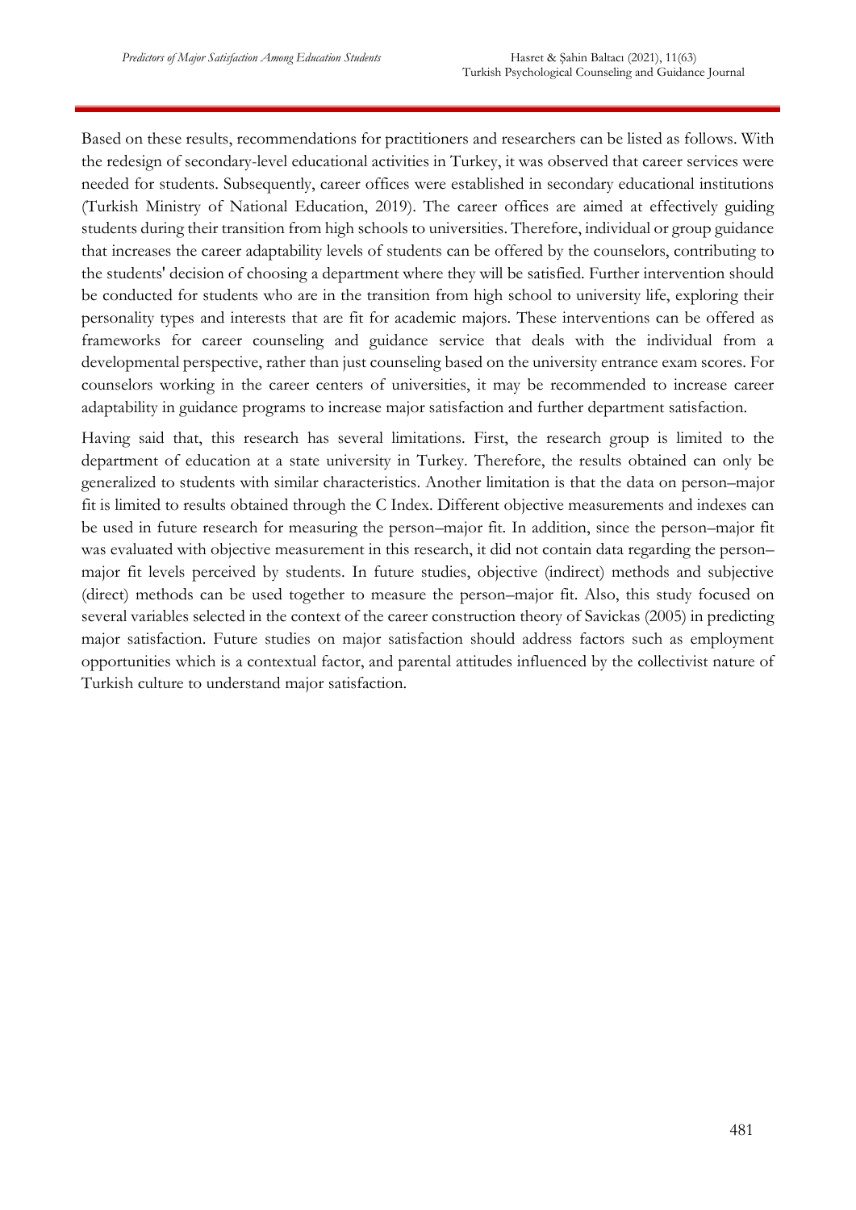Based on these results, recommendations for practitioners and researchers can be listed as follows. With the redesign of secondary-level educational activities in Turkey, it was observed that career services were needed for students. Subsequently, career offices were established in secondary educational institutions (Turkish Ministry of National Education, 2019). The career offices are aimed at effectively guiding students during their transition from high schools to universities. Therefore, individual or group guidance that increases the career adaptability levels of students can be offered by the counselors, contributing to the students' decision of choosing a department where they will be satisfied. Further intervention should be conducted for students who are in the transition from high school to university life, exploring their personality types and interests that are fit for academic majors. These interventions can be offered as frameworks for career counseling and guidance service that deals with the individual from a developmental perspective, rather than just counseling based on the university entrance exam scores. For counselors working in the career centers of universities, it may be recommended to increase career adaptability in guidance programs to increase major satisfaction and further department satisfaction.

Having said that, this research has several limitations. First, the research group is limited to the department of education at a state university in Turkey. Therefore, the results obtained can only be generalized to students with similar characteristics. Another limitation is that the data on person–major fit is limited to results obtained through the C Index. Different objective measurements and indexes can be used in future research for measuring the person–major fit. In addition, since the person–major fit was evaluated with objective measurement in this research, it did not contain data regarding the person–major fit levels perceived by students. In future studies, objective (indirect) methods and subjective (direct) methods can be used together to measure the person–major fit. Also, this study focused on several variables selected in the context of the career construction theory of Savickas (2005) in predicting major satisfaction. Future studies on major satisfaction should address factors such as employment opportunities which is a contextual factor, and parental attitudes influenced by the collectivist nature of Turkish culture to understand major satisfaction.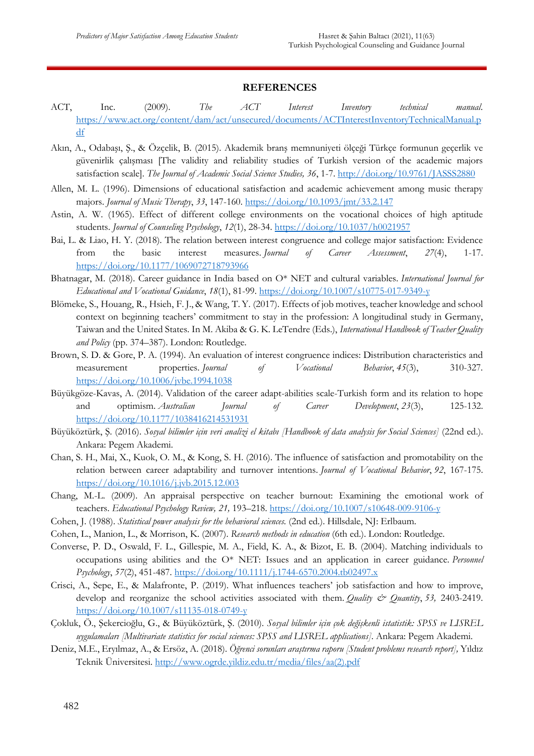## REFERENCES

ACT, Inc. (2009). *The ACT Interest Inventory technical manual*. https://www.act.org/content/dam/act/unsecured/documents/ACTInterestInventoryTechnicalManual.pdf

Akın, A., Odabaşı, Ş., & Özçelik, B. (2015). Akademik branş memnuniyeti ölçeği Türkçe formunun geçerlik ve güvenirlik çalışması [The validity and reliability studies of Turkish version of the academic majors satisfaction scale]. *The Journal of Academic Social Science Studies, 36*, 1-7. http://doi.org/10.9761/JASSS2880

Allen, M. L. (1996). Dimensions of educational satisfaction and academic achievement among music therapy majors. *Journal of Music Therapy*, *33*, 147-160. https://doi.org/10.1093/jmt/33.2.147

Astin, A. W. (1965). Effect of different college environments on the vocational choices of high aptitude students. *Journal of Counseling Psychology*, *12*(1), 28-34. https://doi.org/10.1037/h0021957

Bai, L. & Liao, H. Y. (2018). The relation between interest congruence and college major satisfaction: Evidence from the basic interest measures. *Journal of Career Assessment*, *27*(4), 1-17. https://doi.org/10.1177/1069072718793966

Bhatnagar, M. (2018). Career guidance in India based on O* NET and cultural variables. *International Journal for Educational and Vocational Guidance*, *18*(1), 81-99. https://doi.org/10.1007/s10775-017-9349-y

Blömeke, S., Houang, R., Hsieh, F. J., & Wang, T. Y. (2017). Effects of job motives, teacher knowledge and school context on beginning teachers' commitment to stay in the profession: A longitudinal study in Germany, Taiwan and the United States. In M. Akiba & G. K. LeTendre (Eds.), *International Handbook of Teacher Quality and Policy* (pp. 374–387). London: Routledge.

Brown, S. D. & Gore, P. A. (1994). An evaluation of interest congruence indices: Distribution characteristics and measurement properties. *Journal of Vocational Behavior*, *45*(3), 310-327. https://doi.org/10.1006/jvbe.1994.1038

Büyükgöze-Kavas, A. (2014). Validation of the career adapt-abilities scale-Turkish form and its relation to hope and optimism. *Australian Journal of Career Development*, *23*(3), 125-132. https://doi.org/10.1177/1038416214531931

Büyüköztürk, Ş. (2016). *Sosyal bilimler için veri analizi el kitabı [Handbook of data analysis for Social Sciences]* (22nd ed.). Ankara: Pegem Akademi.

Chan, S. H., Mai, X., Kuok, O. M., & Kong, S. H. (2016). The influence of satisfaction and promotability on the relation between career adaptability and turnover intentions. *Journal of Vocational Behavior*, *92*, 167-175. https://doi.org/10.1016/j.jvb.2015.12.003

Chang, M.-L. (2009). An appraisal perspective on teacher burnout: Examining the emotional work of teachers. *Educational Psychology Review, 21,* 193–218. https://doi.org/10.1007/s10648-009-9106-y

Cohen, J. (1988). *Statistical power analysis for the behavioral sciences.* (2nd ed.). Hillsdale, NJ: Erlbaum.

Cohen, L., Manion, L., & Morrison, K. (2007). *Research methods in education* (6th ed.). London: Routledge.

Converse, P. D., Oswald, F. L., Gillespie, M. A., Field, K. A., & Bizot, E. B. (2004). Matching individuals to occupations using abilities and the O* NET: Issues and an application in career guidance. *Personnel Psychology*, *57*(2), 451-487. https://doi.org/10.1111/j.1744-6570.2004.tb02497.x

Crisci, A., Sepe, E., & Malafronte, P. (2019). What influences teachers' job satisfaction and how to improve, develop and reorganize the school activities associated with them. *Quality & Quantity*, *53,* 2403-2419. https://doi.org/10.1007/s11135-018-0749-y

Çokluk, Ö., Şekercioğlu, G., & Büyüköztürk, Ş. (2010). *Sosyal bilimler için çok değişkenli istatistik: SPSS ve LISREL uygulamaları [Multivariate statistics for social sciences: SPSS and LISREL applications]*. Ankara: Pegem Akademi.

Deniz, M.E., Eryılmaz, A., & Ersöz, A. (2018). *Öğrenci sorunları araştırma raporu [Student problems research report],* Yıldız Teknik Üniversitesi. http://www.ogrde.yildiz.edu.tr/media/files/aa(2).pdf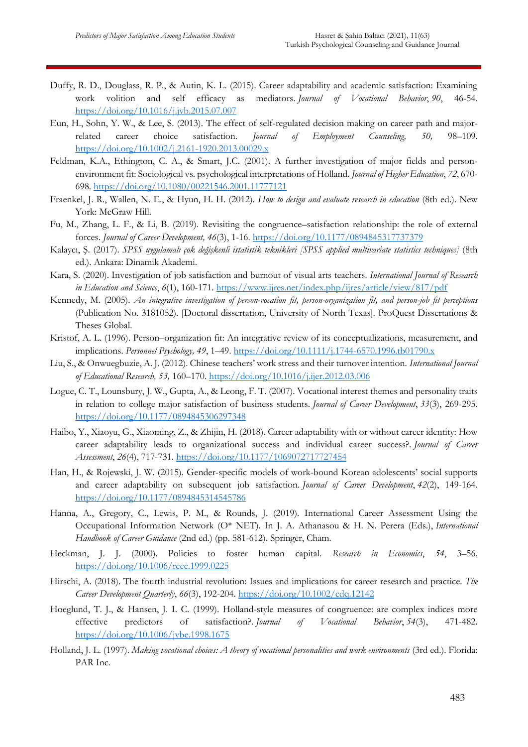Duffy, R. D., Douglass, R. P., & Autin, K. L. (2015). Career adaptability and academic satisfaction: Examining work volition and self efficacy as mediators. *Journal of Vocational Behavior*, *90*, 46-54. https://doi.org/10.1016/j.jvb.2015.07.007

Eun, H., Sohn, Y. W., & Lee, S. (2013). The effect of self-regulated decision making on career path and major-related career choice satisfaction. *Journal of Employment Counseling, 50,* 98–109. https://doi.org/10.1002/j.2161-1920.2013.00029.x

Feldman, K.A., Ethington, C. A., & Smart, J.C. (2001). A further investigation of major fields and person-environment fit: Sociological vs. psychological interpretations of Holland. *Journal of Higher Education*, *72*, 670-698. https://doi.org/10.1080/00221546.2001.11777121

Fraenkel, J. R., Wallen, N. E., & Hyun, H. H. (2012). *How to design and evaluate research in education* (8th ed.). New York: McGraw Hill.

Fu, M., Zhang, L. F., & Li, B. (2019). Revisiting the congruence–satisfaction relationship: the role of external forces. *Journal of Career Development, 46*(3), 1-16. https://doi.org/10.1177/0894845317737379

Kalaycı, Ş. (2017). *SPSS uygulamalı çok değişkenli istatistik teknikleri [SPSS applied multivariate statistics techniques]* (8th ed.). Ankara: Dinamik Akademi.

Kara, S. (2020). Investigation of job satisfaction and burnout of visual arts teachers. *International Journal of Research in Education and Science*, *6*(1), 160-171. https://www.ijres.net/index.php/ijres/article/view/817/pdf

Kennedy, M. (2005). *An integrative investigation of person-vocation fit, person-organization fit, and person-job fit perceptions* (Publication No. 3181052). [Doctoral dissertation, University of North Texas]. ProQuest Dissertations & Theses Global.

Kristof, A. L. (1996). Person–organization fit: An integrative review of its conceptualizations, measurement, and implications. *Personnel Psychology, 49*, 1–49. https://doi.org/10.1111/j.1744-6570.1996.tb01790.x

Liu, S., & Onwuegbuzie, A. J. (2012). Chinese teachers' work stress and their turnover intention. *International Journal of Educational Research, 53,* 160–170. https://doi.org/10.1016/j.ijer.2012.03.006

Logue, C. T., Lounsbury, J. W., Gupta, A., & Leong, F. T. (2007). Vocational interest themes and personality traits in relation to college major satisfaction of business students. *Journal of Career Development*, *33*(3), 269-295. https://doi.org/10.1177/0894845306297348

Haibo, Y., Xiaoyu, G., Xiaoming, Z., & Zhijin, H. (2018). Career adaptability with or without career identity: How career adaptability leads to organizational success and individual career success?. *Journal of Career Assessment*, *26*(4), 717-731. https://doi.org/10.1177/1069072717727454

Han, H., & Rojewski, J. W. (2015). Gender-specific models of work-bound Korean adolescents' social supports and career adaptability on subsequent job satisfaction. *Journal of Career Development*, *42*(2), 149-164. https://doi.org/10.1177/0894845314545786

Hanna, A., Gregory, C., Lewis, P. M., & Rounds, J. (2019). International Career Assessment Using the Occupational Information Network (O* NET). In J. A. Athanasou & H. N. Perera (Eds.), *International Handbook of Career Guidance* (2nd ed.) (pp. 581-612). Springer, Cham.

Heckman, J. J. (2000). Policies to foster human capital. *Research in Economics*, *54*, 3–56. https://doi.org/10.1006/reec.1999.0225

Hirschi, A. (2018). The fourth industrial revolution: Issues and implications for career research and practice. *The Career Development Quarterly*, *66*(3), 192-204. https://doi.org/10.1002/cdq.12142

Hoeglund, T. J., & Hansen, J. I. C. (1999). Holland-style measures of congruence: are complex indices more effective predictors of satisfaction?. *Journal of Vocational Behavior*, *54*(3), 471-482. https://doi.org/10.1006/jvbe.1998.1675

Holland, J. L. (1997). *Making vocational choices: A theory of vocational personalities and work environments* (3rd ed.). Florida: PAR Inc.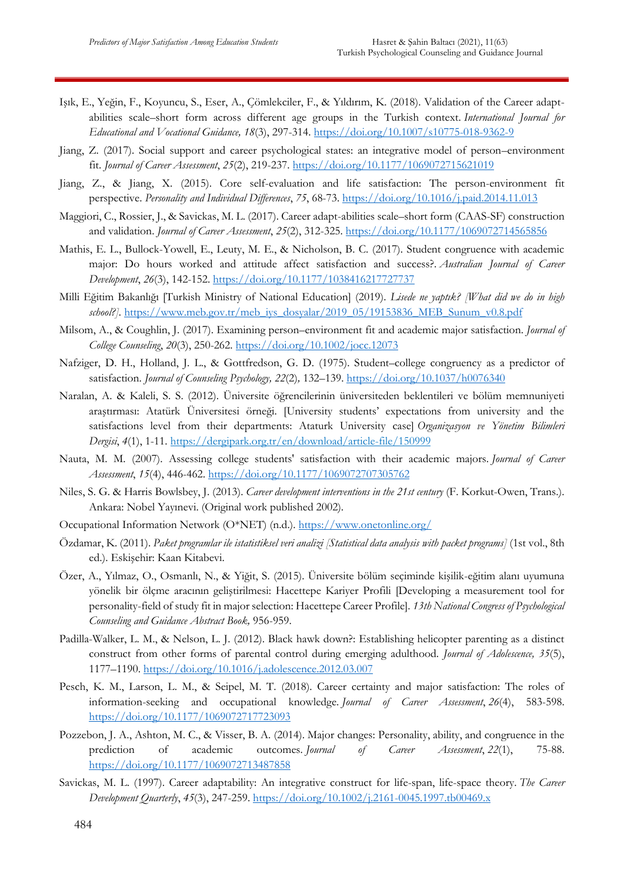Işık, E., Yeğin, F., Koyuncu, S., Eser, A., Çömlekciler, F., & Yıldırım, K. (2018). Validation of the Career adapt-abilities scale–short form across different age groups in the Turkish context. *International Journal for Educational and Vocational Guidance, 18*(3), 297-314. https://doi.org/10.1007/s10775-018-9362-9

Jiang, Z. (2017). Social support and career psychological states: an integrative model of person–environment fit. *Journal of Career Assessment*, *25*(2), 219-237. https://doi.org/10.1177/1069072715621019

Jiang, Z., & Jiang, X. (2015). Core self-evaluation and life satisfaction: The person-environment fit perspective. *Personality and Individual Differences*, *75*, 68-73. https://doi.org/10.1016/j.paid.2014.11.013

Maggiori, C., Rossier, J., & Savickas, M. L. (2017). Career adapt-abilities scale–short form (CAAS-SF) construction and validation. *Journal of Career Assessment*, *25*(2), 312-325. https://doi.org/10.1177/1069072714565856

Mathis, E. L., Bullock-Yowell, E., Leuty, M. E., & Nicholson, B. C. (2017). Student congruence with academic major: Do hours worked and attitude affect satisfaction and success?. *Australian Journal of Career Development*, *26*(3), 142-152. https://doi.org/10.1177/1038416217727737

Milli Eğitim Bakanlığı [Turkish Ministry of National Education] (2019). *Lisede ne yaptık? [What did we do in high school?]*. https://www.meb.gov.tr/meb_iys_dosyalar/2019_05/19153836_MEB_Sunum_v0.8.pdf

Milsom, A., & Coughlin, J. (2017). Examining person–environment fit and academic major satisfaction. *Journal of College Counseling*, *20*(3), 250-262. https://doi.org/10.1002/jocc.12073

Nafziger, D. H., Holland, J. L., & Gottfredson, G. D. (1975). Student–college congruency as a predictor of satisfaction. *Journal of Counseling Psychology, 22*(2)*,* 132–139. https://doi.org/10.1037/h0076340

Naralan, A. & Kaleli, S. S. (2012). Üniversite öğrencilerinin üniversiteden beklentileri ve bölüm memnuniyeti araştırması: Atatürk Üniversitesi örneği. [University students' expectations from university and the satisfactions level from their departments: Ataturk University case] *Organizasyon ve Yönetim Bilimleri Dergisi*, *4*(1), 1-11. https://dergipark.org.tr/en/download/article-file/150999

Nauta, M. M. (2007). Assessing college students' satisfaction with their academic majors. *Journal of Career Assessment*, *15*(4), 446-462. https://doi.org/10.1177/1069072707305762

Niles, S. G. & Harris Bowlsbey, J. (2013). *Career development interventions in the 21st century* (F. Korkut-Owen, Trans.). Ankara: Nobel Yayınevi. (Original work published 2002).

Occupational Information Network (O*NET) (n.d.). https://www.onetonline.org/

Özdamar, K. (2011). *Paket programlar ile istatistiksel veri analizi [Statistical data analysis with packet programs]* (1st vol., 8th ed.). Eskişehir: Kaan Kitabevi.

Özer, A., Yılmaz, O., Osmanlı, N., & Yiğit, S. (2015). Üniversite bölüm seçiminde kişilik-eğitim alanı uyumuna yönelik bir ölçme aracının geliştirilmesi: Hacettepe Kariyer Profili [Developing a measurement tool for personality-field of study fit in major selection: Hacettepe Career Profile]. *13th National Congress of Psychological Counseling and Guidance Abstract Book,* 956-959.

Padilla-Walker, L. M., & Nelson, L. J. (2012). Black hawk down?: Establishing helicopter parenting as a distinct construct from other forms of parental control during emerging adulthood. *Journal of Adolescence, 35*(5), 1177–1190. https://doi.org/10.1016/j.adolescence.2012.03.007

Pesch, K. M., Larson, L. M., & Seipel, M. T. (2018). Career certainty and major satisfaction: The roles of information-seeking and occupational knowledge. *Journal of Career Assessment*, *26*(4), 583-598. https://doi.org/10.1177/1069072717723093

Pozzebon, J. A., Ashton, M. C., & Visser, B. A. (2014). Major changes: Personality, ability, and congruence in the prediction of academic outcomes. *Journal of Career Assessment*, *22*(1), 75-88. https://doi.org/10.1177/1069072713487858

Savickas, M. L. (1997). Career adaptability: An integrative construct for life-span, life-space theory. *The Career Development Quarterly*, *45*(3), 247-259. https://doi.org/10.1002/j.2161-0045.1997.tb00469.x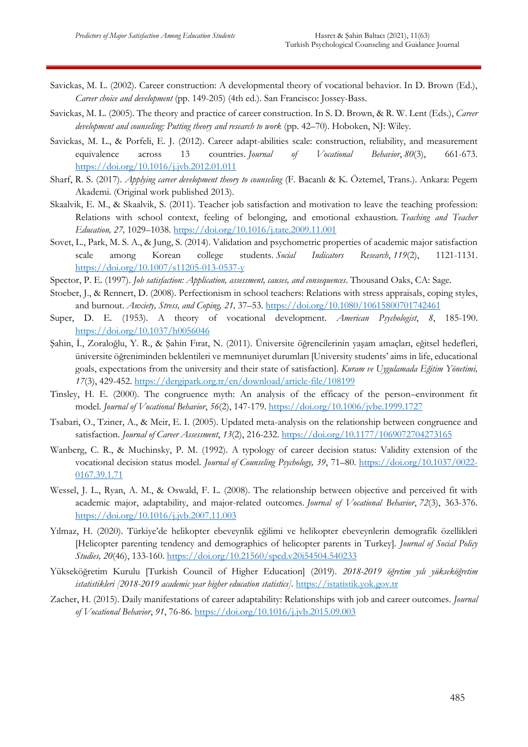Savickas, M. L. (2002). Career construction: A developmental theory of vocational behavior. In D. Brown (Ed.), *Career choice and development* (pp. 149-205) (4th ed.). San Francisco: Jossey-Bass.

Savickas, M. L. (2005). The theory and practice of career construction. In S. D. Brown, & R. W. Lent (Eds.), *Career development and counseling: Putting theory and research to work* (pp. 42–70). Hoboken, NJ: Wiley.

Savickas, M. L., & Porfeli, E. J. (2012). Career adapt-abilities scale: construction, reliability, and measurement equivalence across 13 countries. *Journal of Vocational Behavior*, *80*(3), 661-673. https://doi.org/10.1016/j.jvb.2012.01.011

Sharf, R. S. (2017). *Applying career development theory to counseling* (F. Bacanlı & K. Öztemel, Trans.). Ankara: Pegem Akademi. (Original work published 2013).

Skaalvik, E. M., & Skaalvik, S. (2011). Teacher job satisfaction and motivation to leave the teaching profession: Relations with school context, feeling of belonging, and emotional exhaustion. *Teaching and Teacher Education, 27,* 1029–1038. https://doi.org/10.1016/j.tate.2009.11.001

Sovet, L., Park, M. S. A., & Jung, S. (2014). Validation and psychometric properties of academic major satisfaction scale among Korean college students. *Social Indicators Research*, *119*(2), 1121-1131. https://doi.org/10.1007/s11205-013-0537-y

Spector, P. E. (1997). *Job satisfaction: Application, assessment, causes, and consequences*. Thousand Oaks, CA: Sage.

Stoeber, J., & Rennert, D. (2008). Perfectionism in school teachers: Relations with stress appraisals, coping styles, and burnout. *Anxiety, Stress, and Coping, 21,* 37–53. https://doi.org/10.1080/10615800701742461

Super, D. E. (1953). A theory of vocational development. *American Psychologist*, *8*, 185-190. https://doi.org/10.1037/h0056046

Şahin, İ., Zoraloğlu, Y. R., & Şahin Fırat, N. (2011). Üniversite öğrencilerinin yaşam amaçları, eğitsel hedefleri, üniversite öğreniminden beklentileri ve memnuniyet durumları [University students' aims in life, educational goals, expectations from the university and their state of satisfaction]. *Kuram ve Uygulamada Eğitim Yönetimi, 17*(3), 429-452. https://dergipark.org.tr/en/download/article-file/108199

Tinsley, H. E. (2000). The congruence myth: An analysis of the efficacy of the person–environment fit model. *Journal of Vocational Behavior*, *56*(2), 147-179. https://doi.org/10.1006/jvbe.1999.1727

Tsabari, O., Tziner, A., & Meir, E. I. (2005). Updated meta-analysis on the relationship between congruence and satisfaction. *Journal of Career Assessment*, *13*(2), 216-232. https://doi.org/10.1177/1069072704273165

Wanberg, C. R., & Muchinsky, P. M. (1992). A typology of career decision status: Validity extension of the vocational decision status model. *Journal of Counseling Psychology, 39*, 71–80. https://doi.org/10.1037/0022-0167.39.1.71

Wessel, J. L., Ryan, A. M., & Oswald, F. L. (2008). The relationship between objective and perceived fit with academic major, adaptability, and major-related outcomes. *Journal of Vocational Behavior*, *72*(3), 363-376. https://doi.org/10.1016/j.jvb.2007.11.003

Yılmaz, H. (2020). Türkiye'de helikopter ebeveynlik eğilimi ve helikopter ebeveynlerin demografik özellikleri [Helicopter parenting tendency and demographics of helicopter parents in Turkey]. *Journal of Social Policy Studies, 20*(46), 133-160. https://doi.org/10.21560/spcd.v20i54504.540233

Yükseköğretim Kurulu [Turkish Council of Higher Education] (2019). *2018-2019 öğretim yılı yükseköğretim istatistikleri [2018-2019 academic year higher education statistics]*. https://istatistik.yok.gov.tr

Zacher, H. (2015). Daily manifestations of career adaptability: Relationships with job and career outcomes. *Journal of Vocational Behavior*, *91*, 76-86. https://doi.org/10.1016/j.jvb.2015.09.003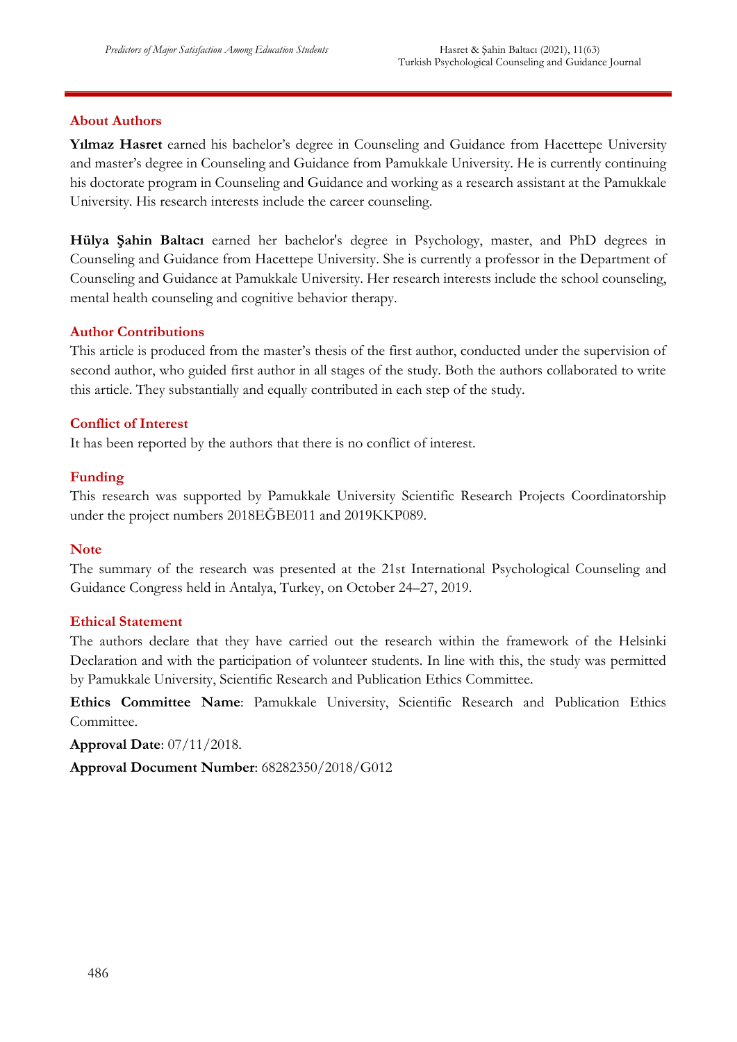## About Authors

**Yılmaz Hasret** earned his bachelor's degree in Counseling and Guidance from Hacettepe University and master's degree in Counseling and Guidance from Pamukkale University. He is currently continuing his doctorate program in Counseling and Guidance and working as a research assistant at the Pamukkale University. His research interests include the career counseling.

**Hülya Şahin Baltacı** earned her bachelor's degree in Psychology, master, and PhD degrees in Counseling and Guidance from Hacettepe University. She is currently a professor in the Department of Counseling and Guidance at Pamukkale University. Her research interests include the school counseling, mental health counseling and cognitive behavior therapy.

## Author Contributions

This article is produced from the master's thesis of the first author, conducted under the supervision of second author, who guided first author in all stages of the study. Both the authors collaborated to write this article. They substantially and equally contributed in each step of the study.

## Conflict of Interest

It has been reported by the authors that there is no conflict of interest.

## Funding

This research was supported by Pamukkale University Scientific Research Projects Coordinatorship under the project numbers 2018EĞBE011 and 2019KKP089.

## Note

The summary of the research was presented at the 21st International Psychological Counseling and Guidance Congress held in Antalya, Turkey, on October 24–27, 2019.

## Ethical Statement

The authors declare that they have carried out the research within the framework of the Helsinki Declaration and with the participation of volunteer students. In line with this, the study was permitted by Pamukkale University, Scientific Research and Publication Ethics Committee.

**Ethics Committee Name**: Pamukkale University, Scientific Research and Publication Ethics Committee.

**Approval Date**: 07/11/2018.

**Approval Document Number**: 68282350/2018/G012